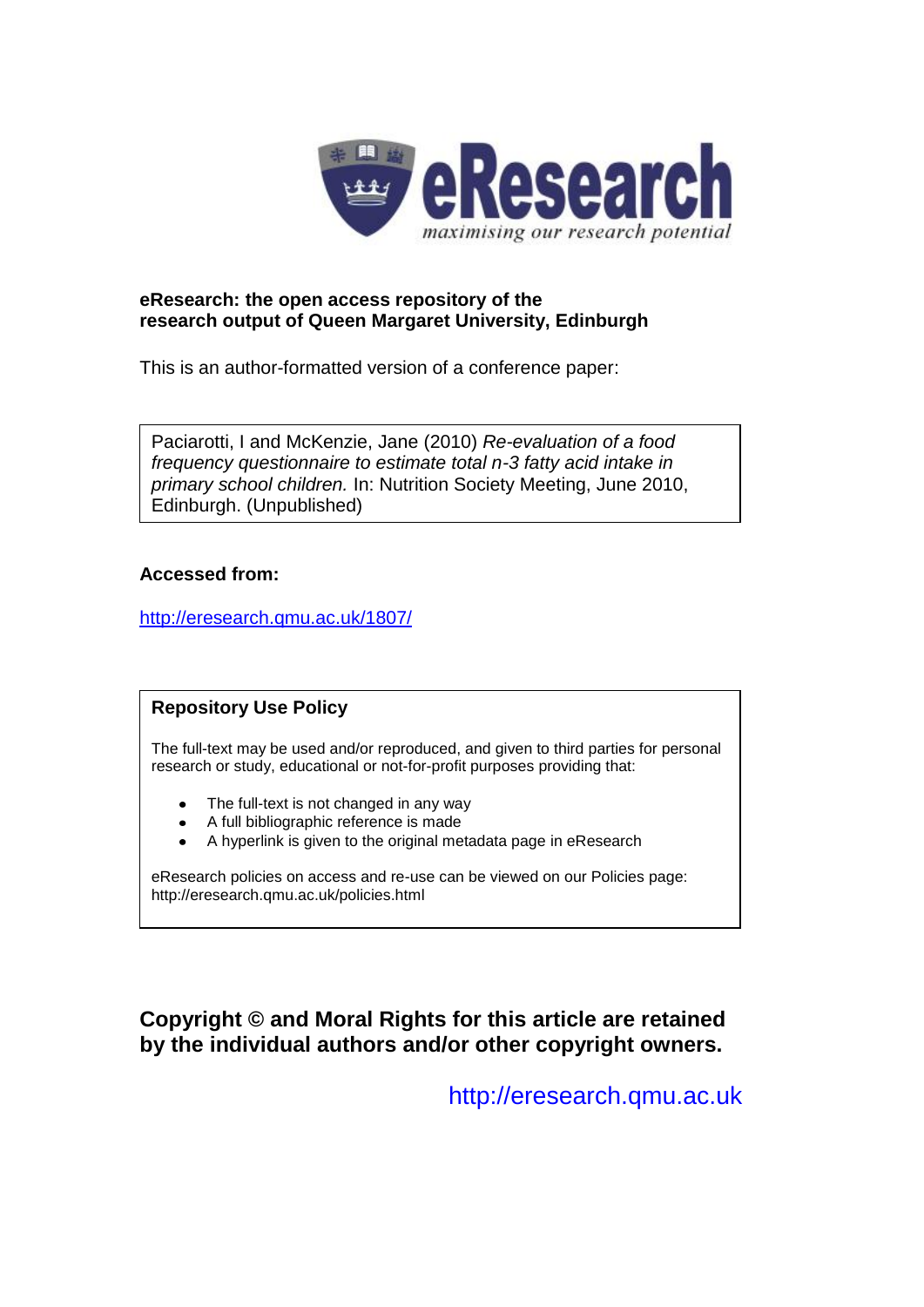eResearch
*maximising our research potential*

**eResearch: the open access repository of the research output of Queen Margaret University, Edinburgh**

This is an author-formatted version of a conference paper:

Paciarotti, I and McKenzie, Jane (2010) *Re-evaluation of a food frequency questionnaire to estimate total n-3 fatty acid intake in primary school children.* In: Nutrition Society Meeting, June 2010, Edinburgh. (Unpublished)

**Accessed from:**

http://eresearch.qmu.ac.uk/1807/

**Repository Use Policy**

The full-text may be used and/or reproduced, and given to third parties for personal research or study, educational or not-for-profit purposes providing that:

- The full-text is not changed in any way
- A full bibliographic reference is made
- A hyperlink is given to the original metadata page in eResearch

eResearch policies on access and re-use can be viewed on our Policies page: http://eresearch.qmu.ac.uk/policies.html

**Copyright © and Moral Rights for this article are retained by the individual authors and/or other copyright owners.**

http://eresearch.qmu.ac.uk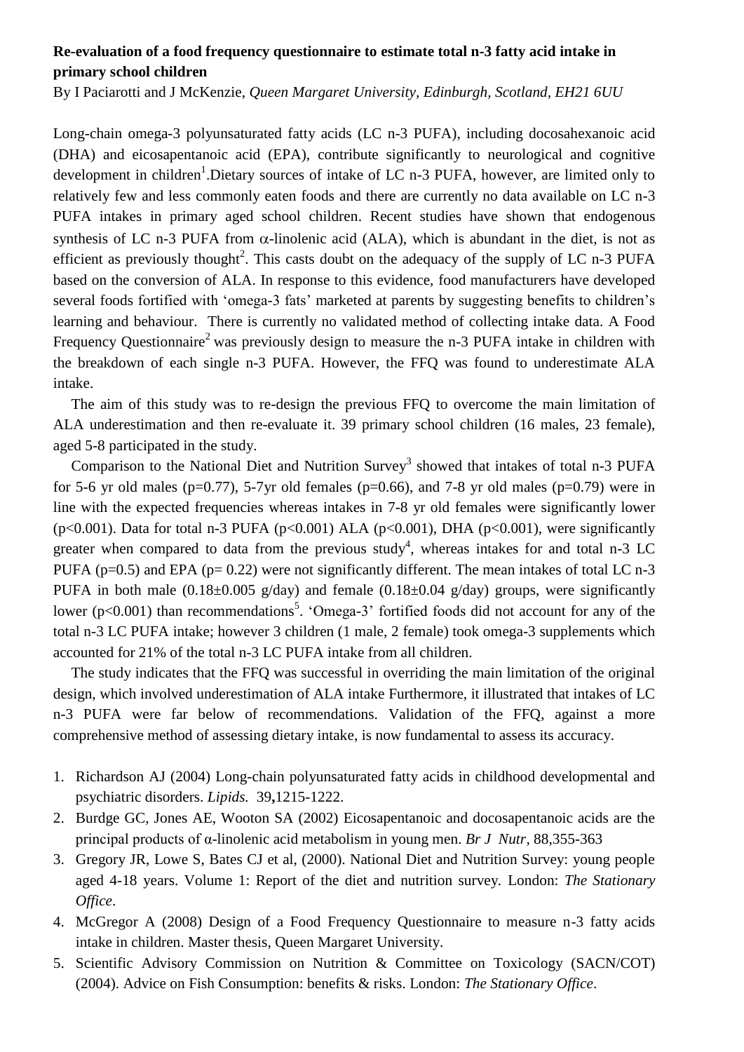**Re-evaluation of a food frequency questionnaire to estimate total n-3 fatty acid intake in primary school children**

By I Paciarotti and J McKenzie, *Queen Margaret University, Edinburgh, Scotland, EH21 6UU*

Long-chain omega-3 polyunsaturated fatty acids (LC n-3 PUFA), including docosahexanoic acid (DHA) and eicosapentanoic acid (EPA), contribute significantly to neurological and cognitive development in children[1].Dietary sources of intake of LC n-3 PUFA, however, are limited only to relatively few and less commonly eaten foods and there are currently no data available on LC n-3 PUFA intakes in primary aged school children. Recent studies have shown that endogenous synthesis of LC n-3 PUFA from α-linolenic acid (ALA), which is abundant in the diet, is not as efficient as previously thought[2]. This casts doubt on the adequacy of the supply of LC n-3 PUFA based on the conversion of ALA. In response to this evidence, food manufacturers have developed several foods fortified with 'omega-3 fats' marketed at parents by suggesting benefits to children's learning and behaviour. There is currently no validated method of collecting intake data. A Food Frequency Questionnaire[2] was previously design to measure the n-3 PUFA intake in children with the breakdown of each single n-3 PUFA. However, the FFQ was found to underestimate ALA intake.

The aim of this study was to re-design the previous FFQ to overcome the main limitation of ALA underestimation and then re-evaluate it. 39 primary school children (16 males, 23 female), aged 5-8 participated in the study.

Comparison to the National Diet and Nutrition Survey[3] showed that intakes of total n-3 PUFA for 5-6 yr old males ($p=0.77$), 5-7yr old females ($p=0.66$), and 7-8 yr old males ($p=0.79$) were in line with the expected frequencies whereas intakes in 7-8 yr old females were significantly lower ($p<0.001$). Data for total n-3 PUFA ($p<0.001$) ALA ($p<0.001$), DHA ($p<0.001$), were significantly greater when compared to data from the previous study[4], whereas intakes for and total n-3 LC PUFA ($p=0.5$) and EPA ($p= 0.22$) were not significantly different. The mean intakes of total LC n-3 PUFA in both male ($0.18\pm0.005$ g/day) and female ($0.18\pm0.04$ g/day) groups, were significantly lower ($p<0.001$) than recommendations[5]. 'Omega-3' fortified foods did not account for any of the total n-3 LC PUFA intake; however 3 children (1 male, 2 female) took omega-3 supplements which accounted for 21% of the total n-3 LC PUFA intake from all children.

The study indicates that the FFQ was successful in overriding the main limitation of the original design, which involved underestimation of ALA intake Furthermore, it illustrated that intakes of LC n-3 PUFA were far below of recommendations. Validation of the FFQ, against a more comprehensive method of assessing dietary intake, is now fundamental to assess its accuracy.

1. Richardson AJ (2004) Long-chain polyunsaturated fatty acids in childhood developmental and psychiatric disorders. *Lipids.* 39**,**1215-1222.
2. Burdge GC, Jones AE, Wooton SA (2002) Eicosapentanoic and docosapentanoic acids are the principal products of α-linolenic acid metabolism in young men. *Br J Nutr*, 88,355-363
3. Gregory JR, Lowe S, Bates CJ et al, (2000). National Diet and Nutrition Survey: young people aged 4-18 years. Volume 1: Report of the diet and nutrition survey. London: *The Stationary Office*.
4. McGregor A (2008) Design of a Food Frequency Questionnaire to measure n-3 fatty acids intake in children. Master thesis, Queen Margaret University.
5. Scientific Advisory Commission on Nutrition & Committee on Toxicology (SACN/COT) (2004). Advice on Fish Consumption: benefits & risks. London: *The Stationary Office*.